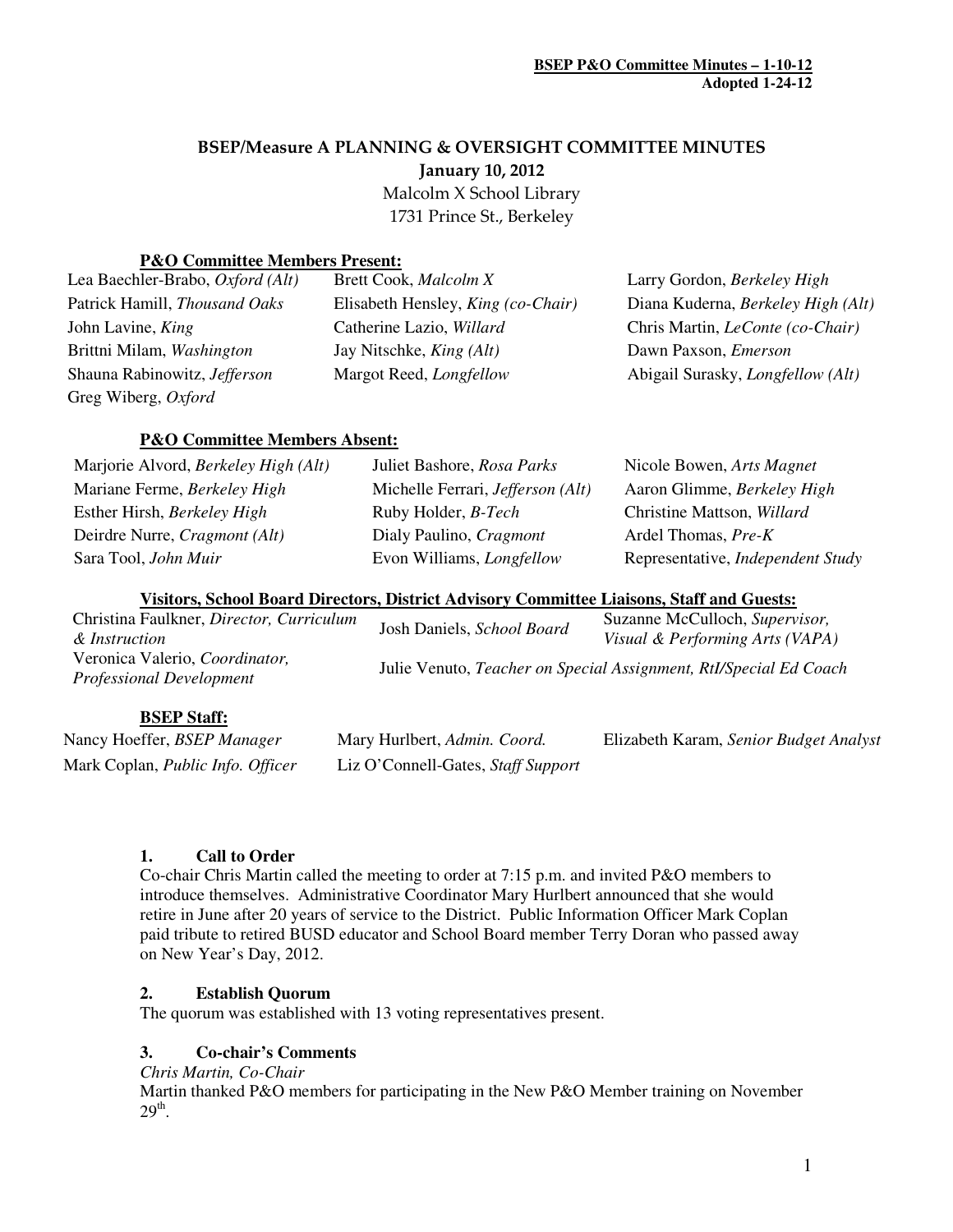**BSEP P&O Committee Minutes – 1-10-12**
**Adopted 1-24-12**

# BSEP/Measure A PLANNING & OVERSIGHT COMMITTEE MINUTES

**January 10, 2012**

Malcolm X School Library
1731 Prince St., Berkeley

### P&O Committee Members Present:

| | | |
|---|---|---|
| Lea Baechler-Brabo, *Oxford (Alt)* | Brett Cook, *Malcolm X* | Larry Gordon, *Berkeley High* |
| Patrick Hamill, *Thousand Oaks* | Elisabeth Hensley, *King (co-Chair)* | Diana Kuderna, *Berkeley High (Alt)* |
| John Lavine, *King* | Catherine Lazio, *Willard* | Chris Martin, *LeConte (co-Chair)* |
| Brittni Milam, *Washington* | Jay Nitschke, *King (Alt)* | Dawn Paxson, *Emerson* |
| Shauna Rabinowitz, *Jefferson* | Margot Reed, *Longfellow* | Abigail Surasky, *Longfellow (Alt)* |
| Greg Wiberg, *Oxford* | | |

### P&O Committee Members Absent:

| | | |
|---|---|---|
| Marjorie Alvord, *Berkeley High (Alt)* | Juliet Bashore, *Rosa Parks* | Nicole Bowen, *Arts Magnet* |
| Mariane Ferme, *Berkeley High* | Michelle Ferrari, *Jefferson (Alt)* | Aaron Glimme, *Berkeley High* |
| Esther Hirsh, *Berkeley High* | Ruby Holder, *B-Tech* | Christine Mattson, *Willard* |
| Deirdre Nurre, *Cragmont (Alt)* | Dialy Paulino, *Cragmont* | Ardel Thomas, *Pre-K* |
| Sara Tool, *John Muir* | Evon Williams, *Longfellow* | Representative, *Independent Study* |

### Visitors, School Board Directors, District Advisory Committee Liaisons, Staff and Guests:

| | | |
|---|---|---|
| Christina Faulkner, *Director, Curriculum & Instruction* | Josh Daniels, *School Board* | Suzanne McCulloch, *Supervisor, Visual & Performing Arts (VAPA)* |
| Veronica Valerio, *Coordinator, Professional Development* | Julie Venuto, *Teacher on Special Assignment, RtI/Special Ed Coach* | |

### BSEP Staff:

| | | |
|---|---|---|
| Nancy Hoeffer, *BSEP Manager* | Mary Hurlbert, *Admin. Coord.* | Elizabeth Karam, *Senior Budget Analyst* |
| Mark Coplan, *Public Info. Officer* | Liz O'Connell-Gates, *Staff Support* | |

## 1. Call to Order

Co-chair Chris Martin called the meeting to order at 7:15 p.m. and invited P&O members to introduce themselves. Administrative Coordinator Mary Hurlbert announced that she would retire in June after 20 years of service to the District. Public Information Officer Mark Coplan paid tribute to retired BUSD educator and School Board member Terry Doran who passed away on New Year's Day, 2012.

## 2. Establish Quorum

The quorum was established with 13 voting representatives present.

## 3. Co-chair's Comments

*Chris Martin, Co-Chair*

Martin thanked P&O members for participating in the New P&O Member training on November 29th.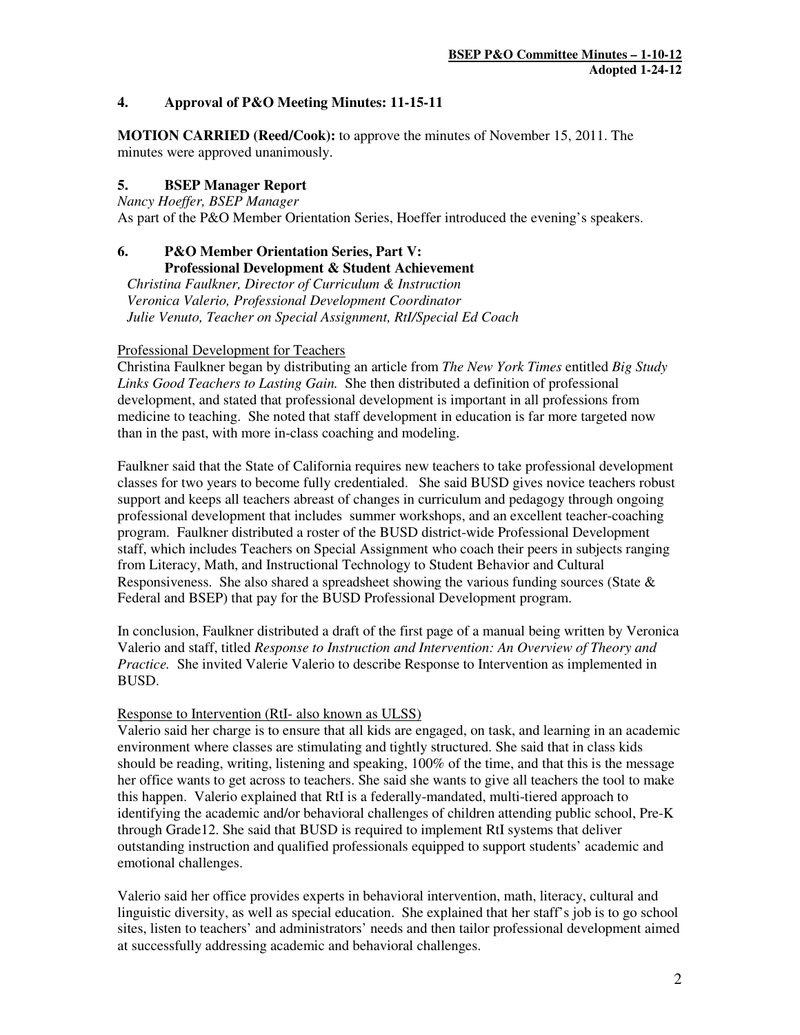## 4. Approval of P&O Meeting Minutes: 11-15-11

**MOTION CARRIED (Reed/Cook):** to approve the minutes of November 15, 2011. The minutes were approved unanimously.

## 5. BSEP Manager Report

*Nancy Hoeffer, BSEP Manager*

As part of the P&O Member Orientation Series, Hoeffer introduced the evening's speakers.

## 6. P&O Member Orientation Series, Part V: Professional Development & Student Achievement

*Christina Faulkner, Director of Curriculum & Instruction*
*Veronica Valerio, Professional Development Coordinator*
*Julie Venuto, Teacher on Special Assignment, RtI/Special Ed Coach*

Professional Development for Teachers

Christina Faulkner began by distributing an article from *The New York Times* entitled *Big Study Links Good Teachers to Lasting Gain.* She then distributed a definition of professional development, and stated that professional development is important in all professions from medicine to teaching. She noted that staff development in education is far more targeted now than in the past, with more in-class coaching and modeling.

Faulkner said that the State of California requires new teachers to take professional development classes for two years to become fully credentialed. She said BUSD gives novice teachers robust support and keeps all teachers abreast of changes in curriculum and pedagogy through ongoing professional development that includes summer workshops, and an excellent teacher-coaching program. Faulkner distributed a roster of the BUSD district-wide Professional Development staff, which includes Teachers on Special Assignment who coach their peers in subjects ranging from Literacy, Math, and Instructional Technology to Student Behavior and Cultural Responsiveness. She also shared a spreadsheet showing the various funding sources (State & Federal and BSEP) that pay for the BUSD Professional Development program.

In conclusion, Faulkner distributed a draft of the first page of a manual being written by Veronica Valerio and staff, titled *Response to Instruction and Intervention: An Overview of Theory and Practice.* She invited Valerie Valerio to describe Response to Intervention as implemented in BUSD.

Response to Intervention (RtI- also known as ULSS)

Valerio said her charge is to ensure that all kids are engaged, on task, and learning in an academic environment where classes are stimulating and tightly structured. She said that in class kids should be reading, writing, listening and speaking, 100% of the time, and that this is the message her office wants to get across to teachers. She said she wants to give all teachers the tool to make this happen. Valerio explained that RtI is a federally-mandated, multi-tiered approach to identifying the academic and/or behavioral challenges of children attending public school, Pre-K through Grade12. She said that BUSD is required to implement RtI systems that deliver outstanding instruction and qualified professionals equipped to support students' academic and emotional challenges.

Valerio said her office provides experts in behavioral intervention, math, literacy, cultural and linguistic diversity, as well as special education. She explained that her staff's job is to go school sites, listen to teachers' and administrators' needs and then tailor professional development aimed at successfully addressing academic and behavioral challenges.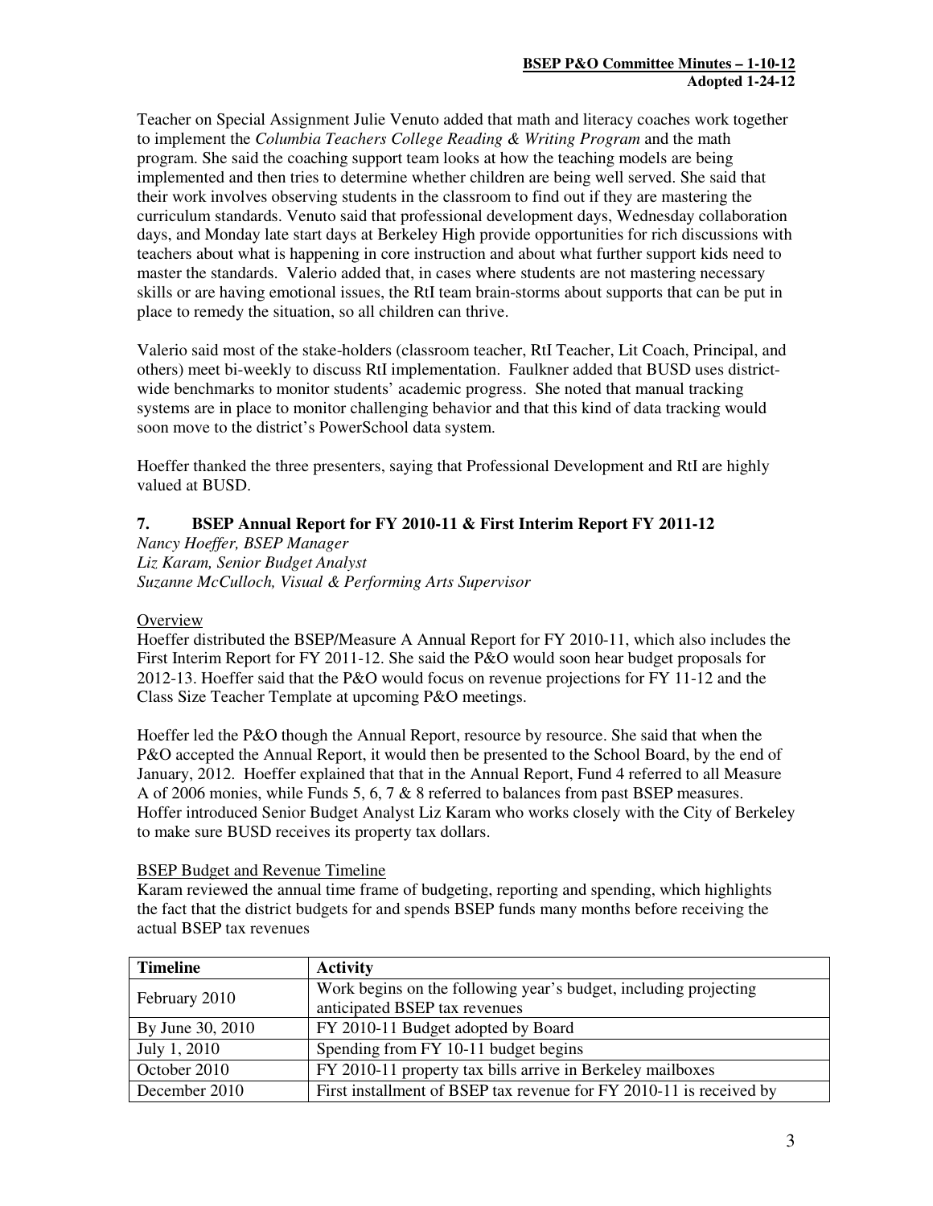Teacher on Special Assignment Julie Venuto added that math and literacy coaches work together to implement the *Columbia Teachers College Reading & Writing Program* and the math program. She said the coaching support team looks at how the teaching models are being implemented and then tries to determine whether children are being well served. She said that their work involves observing students in the classroom to find out if they are mastering the curriculum standards. Venuto said that professional development days, Wednesday collaboration days, and Monday late start days at Berkeley High provide opportunities for rich discussions with teachers about what is happening in core instruction and about what further support kids need to master the standards. Valerio added that, in cases where students are not mastering necessary skills or are having emotional issues, the RtI team brain-storms about supports that can be put in place to remedy the situation, so all children can thrive.

Valerio said most of the stake-holders (classroom teacher, RtI Teacher, Lit Coach, Principal, and others) meet bi-weekly to discuss RtI implementation. Faulkner added that BUSD uses district-wide benchmarks to monitor students' academic progress. She noted that manual tracking systems are in place to monitor challenging behavior and that this kind of data tracking would soon move to the district's PowerSchool data system.

Hoeffer thanked the three presenters, saying that Professional Development and RtI are highly valued at BUSD.

## 7. BSEP Annual Report for FY 2010-11 & First Interim Report FY 2011-12

*Nancy Hoeffer, BSEP Manager*
*Liz Karam, Senior Budget Analyst*
*Suzanne McCulloch, Visual & Performing Arts Supervisor*

Overview

Hoeffer distributed the BSEP/Measure A Annual Report for FY 2010-11, which also includes the First Interim Report for FY 2011-12. She said the P&O would soon hear budget proposals for 2012-13. Hoeffer said that the P&O would focus on revenue projections for FY 11-12 and the Class Size Teacher Template at upcoming P&O meetings.

Hoeffer led the P&O though the Annual Report, resource by resource. She said that when the P&O accepted the Annual Report, it would then be presented to the School Board, by the end of January, 2012. Hoeffer explained that that in the Annual Report, Fund 4 referred to all Measure A of 2006 monies, while Funds 5, 6, 7 & 8 referred to balances from past BSEP measures. Hoffer introduced Senior Budget Analyst Liz Karam who works closely with the City of Berkeley to make sure BUSD receives its property tax dollars.

BSEP Budget and Revenue Timeline

Karam reviewed the annual time frame of budgeting, reporting and spending, which highlights the fact that the district budgets for and spends BSEP funds many months before receiving the actual BSEP tax revenues

| Timeline | Activity |
|---|---|
| February 2010 | Work begins on the following year's budget, including projecting anticipated BSEP tax revenues |
| By June 30, 2010 | FY 2010-11 Budget adopted by Board |
| July 1, 2010 | Spending from FY 10-11 budget begins |
| October 2010 | FY 2010-11 property tax bills arrive in Berkeley mailboxes |
| December 2010 | First installment of BSEP tax revenue for FY 2010-11 is received by |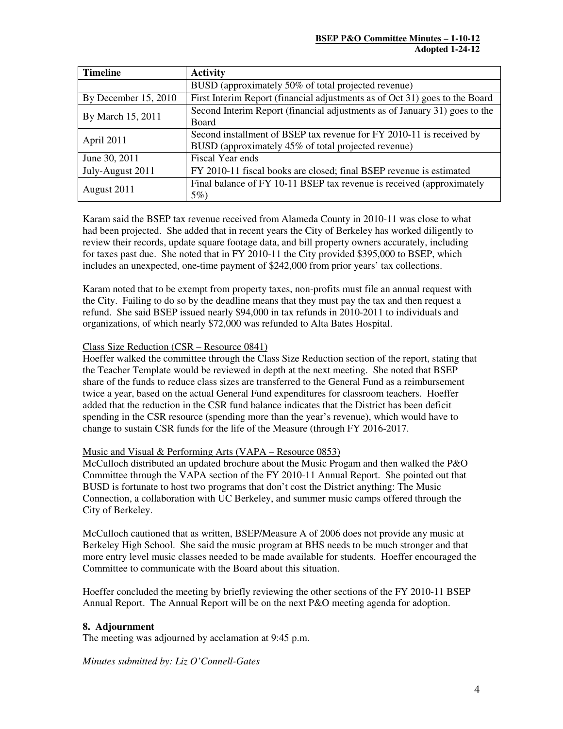| Timeline | Activity |
| --- | --- |
| | BUSD (approximately 50% of total projected revenue) |
| By December 15, 2010 | First Interim Report (financial adjustments as of Oct 31) goes to the Board |
| By March 15, 2011 | Second Interim Report (financial adjustments as of January 31) goes to the Board |
| April 2011 | Second installment of BSEP tax revenue for FY 2010-11 is received by BUSD (approximately 45% of total projected revenue) |
| June 30, 2011 | Fiscal Year ends |
| July-August 2011 | FY 2010-11 fiscal books are closed; final BSEP revenue is estimated |
| August 2011 | Final balance of FY 10-11 BSEP tax revenue is received (approximately 5%) |

Karam said the BSEP tax revenue received from Alameda County in 2010-11 was close to what had been projected. She added that in recent years the City of Berkeley has worked diligently to review their records, update square footage data, and bill property owners accurately, including for taxes past due. She noted that in FY 2010-11 the City provided $395,000 to BSEP, which includes an unexpected, one-time payment of $242,000 from prior years' tax collections.

Karam noted that to be exempt from property taxes, non-profits must file an annual request with the City. Failing to do so by the deadline means that they must pay the tax and then request a refund. She said BSEP issued nearly $94,000 in tax refunds in 2010-2011 to individuals and organizations, of which nearly $72,000 was refunded to Alta Bates Hospital.

Class Size Reduction (CSR – Resource 0841)

Hoeffer walked the committee through the Class Size Reduction section of the report, stating that the Teacher Template would be reviewed in depth at the next meeting. She noted that BSEP share of the funds to reduce class sizes are transferred to the General Fund as a reimbursement twice a year, based on the actual General Fund expenditures for classroom teachers. Hoeffer added that the reduction in the CSR fund balance indicates that the District has been deficit spending in the CSR resource (spending more than the year's revenue), which would have to change to sustain CSR funds for the life of the Measure (through FY 2016-2017.

Music and Visual & Performing Arts (VAPA – Resource 0853)

McCulloch distributed an updated brochure about the Music Progam and then walked the P&O Committee through the VAPA section of the FY 2010-11 Annual Report. She pointed out that BUSD is fortunate to host two programs that don't cost the District anything: The Music Connection, a collaboration with UC Berkeley, and summer music camps offered through the City of Berkeley.

McCulloch cautioned that as written, BSEP/Measure A of 2006 does not provide any music at Berkeley High School. She said the music program at BHS needs to be much stronger and that more entry level music classes needed to be made available for students. Hoeffer encouraged the Committee to communicate with the Board about this situation.

Hoeffer concluded the meeting by briefly reviewing the other sections of the FY 2010-11 BSEP Annual Report. The Annual Report will be on the next P&O meeting agenda for adoption.

## 8. Adjournment

The meeting was adjourned by acclamation at 9:45 p.m.

*Minutes submitted by: Liz O'Connell-Gates*